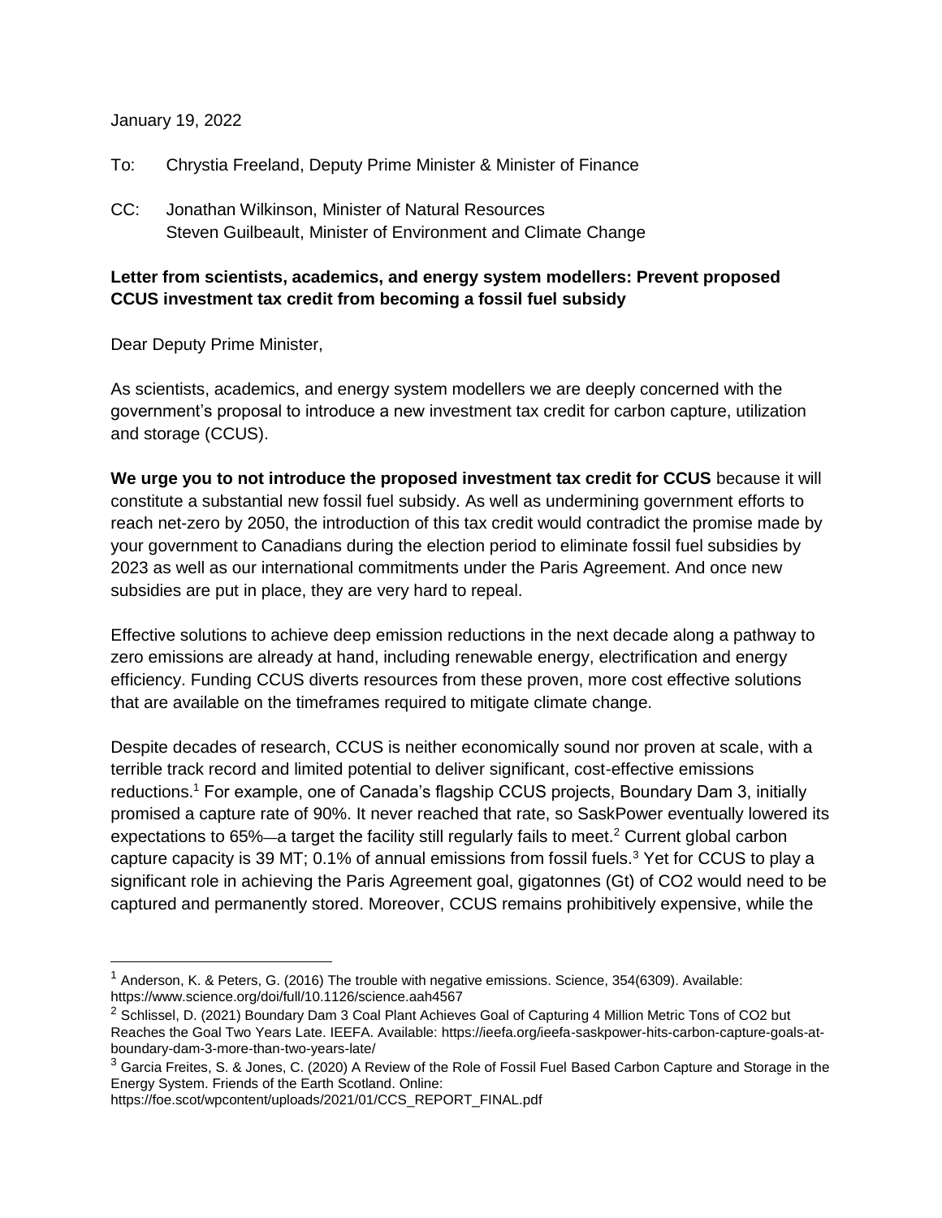January 19, 2022

To: Chrystia Freeland, Deputy Prime Minister & Minister of Finance

CC: Jonathan Wilkinson, Minister of Natural Resources
Steven Guilbeault, Minister of Environment and Climate Change

**Letter from scientists, academics, and energy system modellers: Prevent proposed CCUS investment tax credit from becoming a fossil fuel subsidy**

Dear Deputy Prime Minister,

As scientists, academics, and energy system modellers we are deeply concerned with the government's proposal to introduce a new investment tax credit for carbon capture, utilization and storage (CCUS).

**We urge you to not introduce the proposed investment tax credit for CCUS** because it will constitute a substantial new fossil fuel subsidy. As well as undermining government efforts to reach net-zero by 2050, the introduction of this tax credit would contradict the promise made by your government to Canadians during the election period to eliminate fossil fuel subsidies by 2023 as well as our international commitments under the Paris Agreement. And once new subsidies are put in place, they are very hard to repeal.

Effective solutions to achieve deep emission reductions in the next decade along a pathway to zero emissions are already at hand, including renewable energy, electrification and energy efficiency. Funding CCUS diverts resources from these proven, more cost effective solutions that are available on the timeframes required to mitigate climate change.

Despite decades of research, CCUS is neither economically sound nor proven at scale, with a terrible track record and limited potential to deliver significant, cost-effective emissions reductions.[1] For example, one of Canada's flagship CCUS projects, Boundary Dam 3, initially promised a capture rate of 90%. It never reached that rate, so SaskPower eventually lowered its expectations to 65%—a target the facility still regularly fails to meet.[2] Current global carbon capture capacity is 39 MT; 0.1% of annual emissions from fossil fuels.[3] Yet for CCUS to play a significant role in achieving the Paris Agreement goal, gigatonnes (Gt) of $CO_2$ would need to be captured and permanently stored. Moreover, CCUS remains prohibitively expensive, while the

---

[1] Anderson, K. & Peters, G. (2016) The trouble with negative emissions. Science, 354(6309). Available: https://www.science.org/doi/full/10.1126/science.aah4567

[2] Schlissel, D. (2021) Boundary Dam 3 Coal Plant Achieves Goal of Capturing 4 Million Metric Tons of CO2 but Reaches the Goal Two Years Late. IEEFA. Available: https://ieefa.org/ieefa-saskpower-hits-carbon-capture-goals-at-boundary-dam-3-more-than-two-years-late/

[3] Garcia Freites, S. & Jones, C. (2020) A Review of the Role of Fossil Fuel Based Carbon Capture and Storage in the Energy System. Friends of the Earth Scotland. Online: https://foe.scot/wpcontent/uploads/2021/01/CCS_REPORT_FINAL.pdf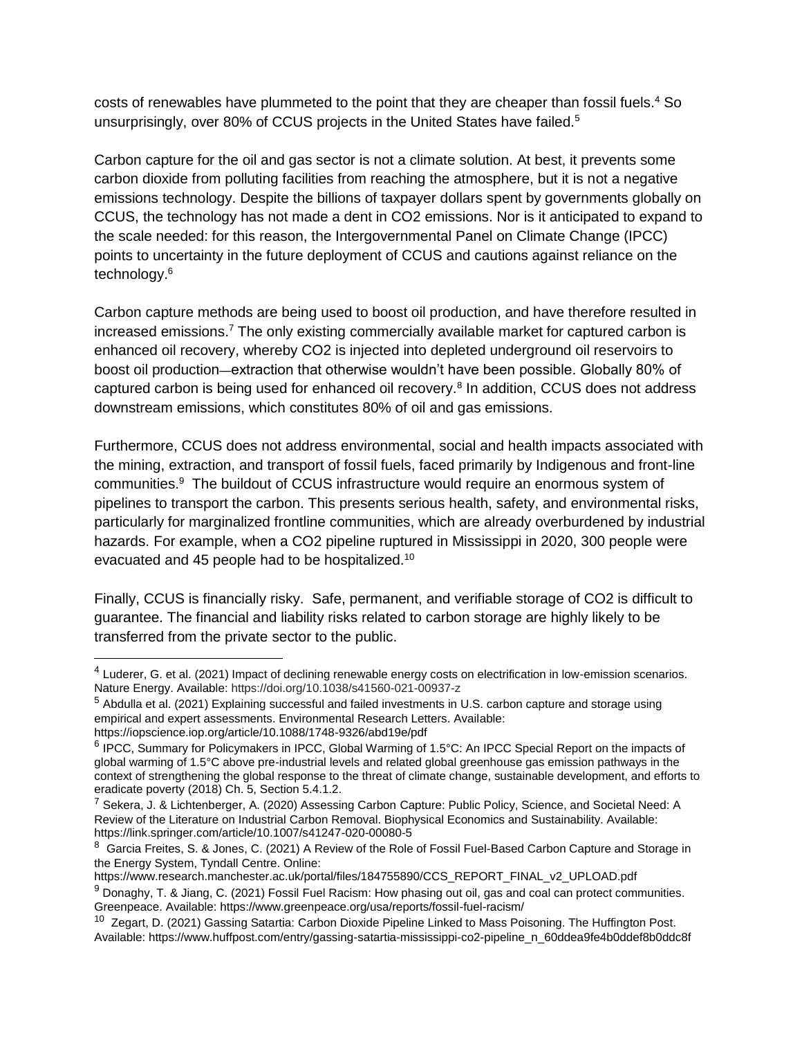costs of renewables have plummeted to the point that they are cheaper than fossil fuels.[4] So unsurprisingly, over 80% of CCUS projects in the United States have failed.[5]

Carbon capture for the oil and gas sector is not a climate solution. At best, it prevents some carbon dioxide from polluting facilities from reaching the atmosphere, but it is not a negative emissions technology. Despite the billions of taxpayer dollars spent by governments globally on CCUS, the technology has not made a dent in $CO_2$ emissions. Nor is it anticipated to expand to the scale needed: for this reason, the Intergovernmental Panel on Climate Change (IPCC) points to uncertainty in the future deployment of CCUS and cautions against reliance on the technology.[6]

Carbon capture methods are being used to boost oil production, and have therefore resulted in increased emissions.[7] The only existing commercially available market for captured carbon is enhanced oil recovery, whereby $CO_2$ is injected into depleted underground oil reservoirs to boost oil production—extraction that otherwise wouldn't have been possible. Globally 80% of captured carbon is being used for enhanced oil recovery.[8] In addition, CCUS does not address downstream emissions, which constitutes 80% of oil and gas emissions.

Furthermore, CCUS does not address environmental, social and health impacts associated with the mining, extraction, and transport of fossil fuels, faced primarily by Indigenous and front-line communities.[9] The buildout of CCUS infrastructure would require an enormous system of pipelines to transport the carbon. This presents serious health, safety, and environmental risks, particularly for marginalized frontline communities, which are already overburdened by industrial hazards. For example, when a $CO_2$ pipeline ruptured in Mississippi in 2020, 300 people were evacuated and 45 people had to be hospitalized.[10]

Finally, CCUS is financially risky. Safe, permanent, and verifiable storage of $CO_2$ is difficult to guarantee. The financial and liability risks related to carbon storage are highly likely to be transferred from the private sector to the public.

---

[4] Luderer, G. et al. (2021) Impact of declining renewable energy costs on electrification in low-emission scenarios. Nature Energy. Available: https://doi.org/10.1038/s41560-021-00937-z

[5] Abdulla et al. (2021) Explaining successful and failed investments in U.S. carbon capture and storage using empirical and expert assessments. Environmental Research Letters. Available: https://iopscience.iop.org/article/10.1088/1748-9326/abd19e/pdf

[6] IPCC, Summary for Policymakers in IPCC, Global Warming of 1.5°C: An IPCC Special Report on the impacts of global warming of 1.5°C above pre-industrial levels and related global greenhouse gas emission pathways in the context of strengthening the global response to the threat of climate change, sustainable development, and efforts to eradicate poverty (2018) Ch. 5, Section 5.4.1.2.

[7] Sekera, J. & Lichtenberger, A. (2020) Assessing Carbon Capture: Public Policy, Science, and Societal Need: A Review of the Literature on Industrial Carbon Removal. Biophysical Economics and Sustainability. Available: https://link.springer.com/article/10.1007/s41247-020-00080-5

[8] Garcia Freites, S. & Jones, C. (2021) A Review of the Role of Fossil Fuel-Based Carbon Capture and Storage in the Energy System, Tyndall Centre. Online: https://www.research.manchester.ac.uk/portal/files/184755890/CCS_REPORT_FINAL_v2_UPLOAD.pdf

[9] Donaghy, T. & Jiang, C. (2021) Fossil Fuel Racism: How phasing out oil, gas and coal can protect communities. Greenpeace. Available: https://www.greenpeace.org/usa/reports/fossil-fuel-racism/

[10] Zegart, D. (2021) Gassing Satartia: Carbon Dioxide Pipeline Linked to Mass Poisoning. The Huffington Post. Available: https://www.huffpost.com/entry/gassing-satartia-mississippi-co2-pipeline_n_60ddea9fe4b0ddef8b0ddc8f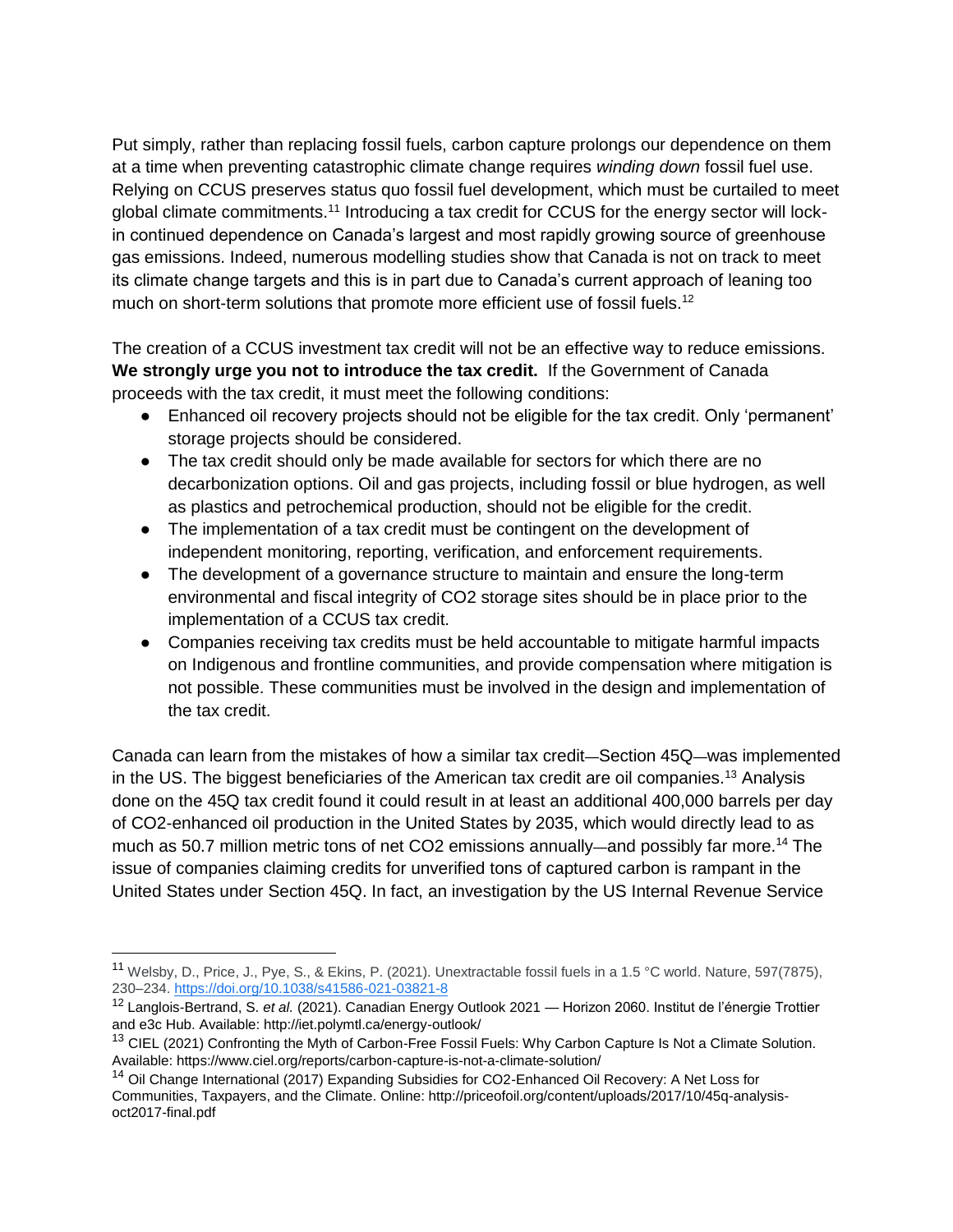Put simply, rather than replacing fossil fuels, carbon capture prolongs our dependence on them at a time when preventing catastrophic climate change requires *winding down* fossil fuel use. Relying on CCUS preserves status quo fossil fuel development, which must be curtailed to meet global climate commitments.[11] Introducing a tax credit for CCUS for the energy sector will lock-in continued dependence on Canada's largest and most rapidly growing source of greenhouse gas emissions. Indeed, numerous modelling studies show that Canada is not on track to meet its climate change targets and this is in part due to Canada's current approach of leaning too much on short-term solutions that promote more efficient use of fossil fuels.[12]

The creation of a CCUS investment tax credit will not be an effective way to reduce emissions. **We strongly urge you not to introduce the tax credit.** If the Government of Canada proceeds with the tax credit, it must meet the following conditions:

- Enhanced oil recovery projects should not be eligible for the tax credit. Only 'permanent' storage projects should be considered.
- The tax credit should only be made available for sectors for which there are no decarbonization options. Oil and gas projects, including fossil or blue hydrogen, as well as plastics and petrochemical production, should not be eligible for the credit.
- The implementation of a tax credit must be contingent on the development of independent monitoring, reporting, verification, and enforcement requirements.
- The development of a governance structure to maintain and ensure the long-term environmental and fiscal integrity of CO2 storage sites should be in place prior to the implementation of a CCUS tax credit.
- Companies receiving tax credits must be held accountable to mitigate harmful impacts on Indigenous and frontline communities, and provide compensation where mitigation is not possible. These communities must be involved in the design and implementation of the tax credit.

Canada can learn from the mistakes of how a similar tax credit—Section 45Q—was implemented in the US. The biggest beneficiaries of the American tax credit are oil companies.[13] Analysis done on the 45Q tax credit found it could result in at least an additional 400,000 barrels per day of CO2-enhanced oil production in the United States by 2035, which would directly lead to as much as 50.7 million metric tons of net CO2 emissions annually—and possibly far more.[14] The issue of companies claiming credits for unverified tons of captured carbon is rampant in the United States under Section 45Q. In fact, an investigation by the US Internal Revenue Service

---

[11] Welsby, D., Price, J., Pye, S., & Ekins, P. (2021). Unextractable fossil fuels in a 1.5 °C world. Nature, 597(7875), 230–234. https://doi.org/10.1038/s41586-021-03821-8

[12] Langlois-Bertrand, S. *et al.* (2021). Canadian Energy Outlook 2021 — Horizon 2060. Institut de l'énergie Trottier and e3c Hub. Available: http://iet.polymtl.ca/energy-outlook/

[13] CIEL (2021) Confronting the Myth of Carbon-Free Fossil Fuels: Why Carbon Capture Is Not a Climate Solution. Available: https://www.ciel.org/reports/carbon-capture-is-not-a-climate-solution/

[14] Oil Change International (2017) Expanding Subsidies for CO2-Enhanced Oil Recovery: A Net Loss for Communities, Taxpayers, and the Climate. Online: http://priceofoil.org/content/uploads/2017/10/45q-analysis-oct2017-final.pdf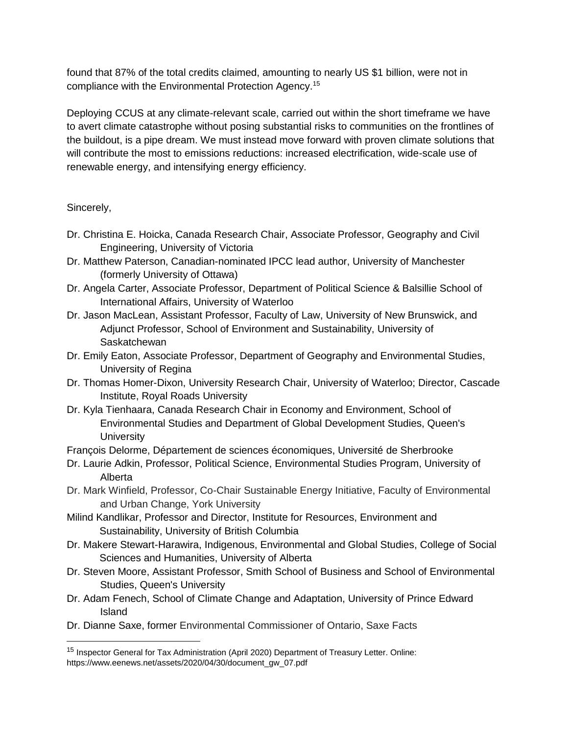found that 87% of the total credits claimed, amounting to nearly US $1 billion, were not in compliance with the Environmental Protection Agency.[15]

Deploying CCUS at any climate-relevant scale, carried out within the short timeframe we have to avert climate catastrophe without posing substantial risks to communities on the frontlines of the buildout, is a pipe dream. We must instead move forward with proven climate solutions that will contribute the most to emissions reductions: increased electrification, wide-scale use of renewable energy, and intensifying energy efficiency.

Sincerely,

- Dr. Christina E. Hoicka, Canada Research Chair, Associate Professor, Geography and Civil Engineering, University of Victoria
- Dr. Matthew Paterson, Canadian-nominated IPCC lead author, University of Manchester (formerly University of Ottawa)
- Dr. Angela Carter, Associate Professor, Department of Political Science & Balsillie School of International Affairs, University of Waterloo
- Dr. Jason MacLean, Assistant Professor, Faculty of Law, University of New Brunswick, and Adjunct Professor, School of Environment and Sustainability, University of Saskatchewan
- Dr. Emily Eaton, Associate Professor, Department of Geography and Environmental Studies, University of Regina
- Dr. Thomas Homer-Dixon, University Research Chair, University of Waterloo; Director, Cascade Institute, Royal Roads University
- Dr. Kyla Tienhaara, Canada Research Chair in Economy and Environment, School of Environmental Studies and Department of Global Development Studies, Queen's University
- François Delorme, Département de sciences économiques, Université de Sherbrooke
- Dr. Laurie Adkin, Professor, Political Science, Environmental Studies Program, University of Alberta
- Dr. Mark Winfield, Professor, Co-Chair Sustainable Energy Initiative, Faculty of Environmental and Urban Change, York University
- Milind Kandlikar, Professor and Director, Institute for Resources, Environment and Sustainability, University of British Columbia
- Dr. Makere Stewart-Harawira, Indigenous, Environmental and Global Studies, College of Social Sciences and Humanities, University of Alberta
- Dr. Steven Moore, Assistant Professor, Smith School of Business and School of Environmental Studies, Queen's University
- Dr. Adam Fenech, School of Climate Change and Adaptation, University of Prince Edward Island
- Dr. Dianne Saxe, former Environmental Commissioner of Ontario, Saxe Facts

---

[15] Inspector General for Tax Administration (April 2020) Department of Treasury Letter. Online: https://www.eenews.net/assets/2020/04/30/document_gw_07.pdf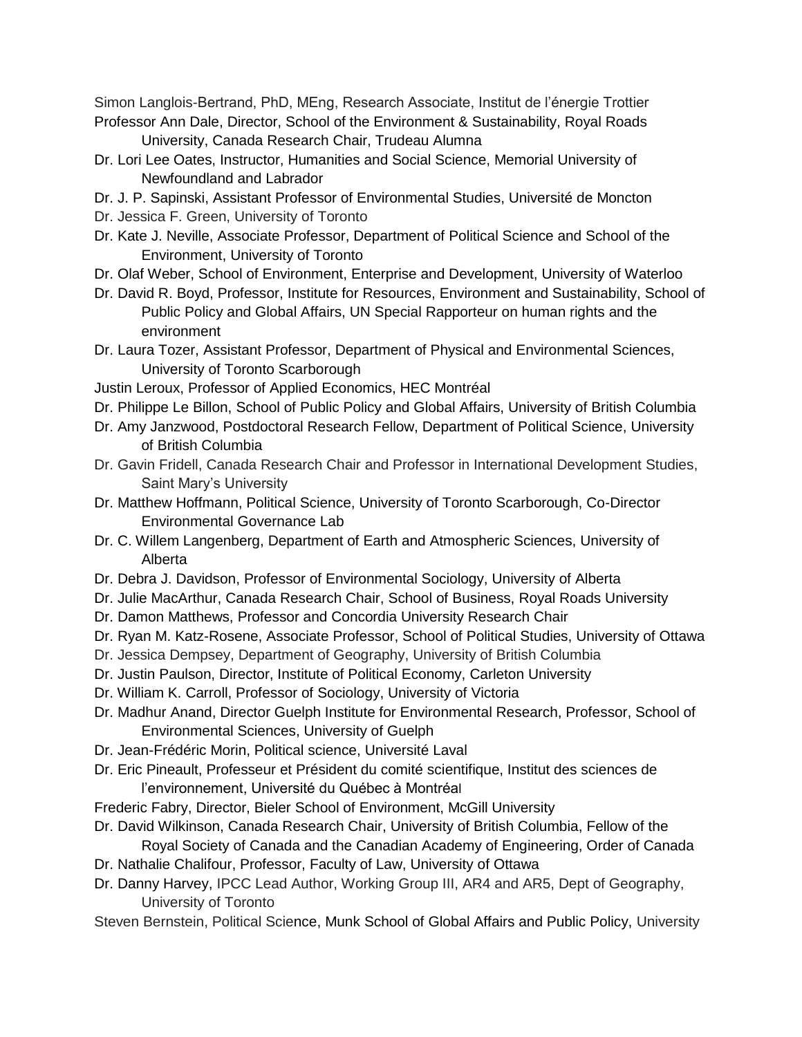Simon Langlois-Bertrand, PhD, MEng, Research Associate, Institut de l'énergie Trottier

Professor Ann Dale, Director, School of the Environment & Sustainability, Royal Roads University, Canada Research Chair, Trudeau Alumna

Dr. Lori Lee Oates, Instructor, Humanities and Social Science, Memorial University of Newfoundland and Labrador

Dr. J. P. Sapinski, Assistant Professor of Environmental Studies, Université de Moncton

Dr. Jessica F. Green, University of Toronto

Dr. Kate J. Neville, Associate Professor, Department of Political Science and School of the Environment, University of Toronto

Dr. Olaf Weber, School of Environment, Enterprise and Development, University of Waterloo

Dr. David R. Boyd, Professor, Institute for Resources, Environment and Sustainability, School of Public Policy and Global Affairs, UN Special Rapporteur on human rights and the environment

Dr. Laura Tozer, Assistant Professor, Department of Physical and Environmental Sciences, University of Toronto Scarborough

Justin Leroux, Professor of Applied Economics, HEC Montréal

Dr. Philippe Le Billon, School of Public Policy and Global Affairs, University of British Columbia

Dr. Amy Janzwood, Postdoctoral Research Fellow, Department of Political Science, University of British Columbia

Dr. Gavin Fridell, Canada Research Chair and Professor in International Development Studies, Saint Mary's University

Dr. Matthew Hoffmann, Political Science, University of Toronto Scarborough, Co-Director Environmental Governance Lab

Dr. C. Willem Langenberg, Department of Earth and Atmospheric Sciences, University of Alberta

Dr. Debra J. Davidson, Professor of Environmental Sociology, University of Alberta

Dr. Julie MacArthur, Canada Research Chair, School of Business, Royal Roads University

Dr. Damon Matthews, Professor and Concordia University Research Chair

Dr. Ryan M. Katz-Rosene, Associate Professor, School of Political Studies, University of Ottawa

Dr. Jessica Dempsey, Department of Geography, University of British Columbia

Dr. Justin Paulson, Director, Institute of Political Economy, Carleton University

Dr. William K. Carroll, Professor of Sociology, University of Victoria

Dr. Madhur Anand, Director Guelph Institute for Environmental Research, Professor, School of Environmental Sciences, University of Guelph

Dr. Jean-Frédéric Morin, Political science, Université Laval

Dr. Eric Pineault, Professeur et Président du comité scientifique, Institut des sciences de l'environnement, Université du Québec à Montréal

Frederic Fabry, Director, Bieler School of Environment, McGill University

Dr. David Wilkinson, Canada Research Chair, University of British Columbia, Fellow of the Royal Society of Canada and the Canadian Academy of Engineering, Order of Canada

Dr. Nathalie Chalifour, Professor, Faculty of Law, University of Ottawa

Dr. Danny Harvey, IPCC Lead Author, Working Group III, AR4 and AR5, Dept of Geography, University of Toronto

Steven Bernstein, Political Science, Munk School of Global Affairs and Public Policy, University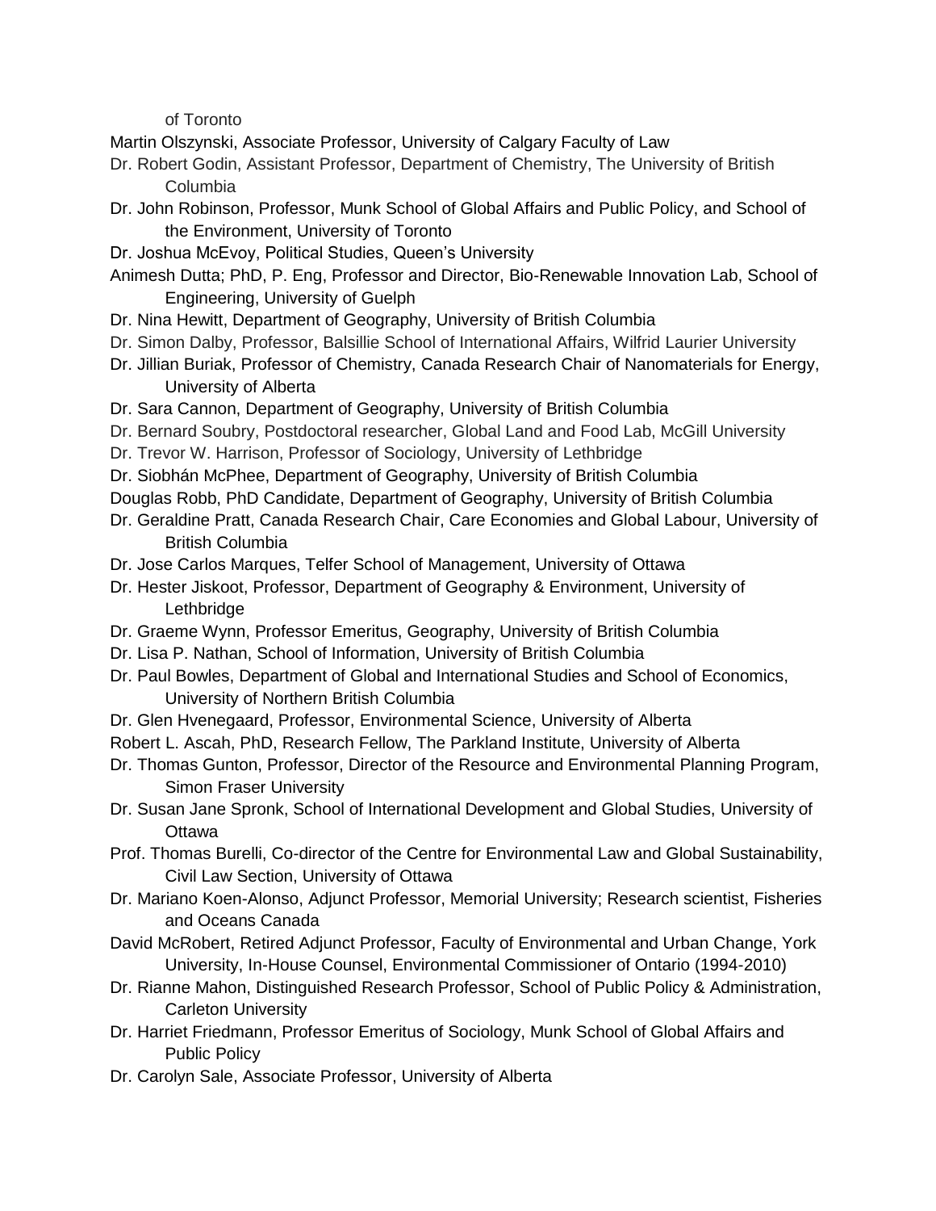of Toronto

Martin Olszynski, Associate Professor, University of Calgary Faculty of Law

Dr. Robert Godin, Assistant Professor, Department of Chemistry, The University of British Columbia

Dr. John Robinson, Professor, Munk School of Global Affairs and Public Policy, and School of the Environment, University of Toronto

Dr. Joshua McEvoy, Political Studies, Queen's University

Animesh Dutta; PhD, P. Eng, Professor and Director, Bio-Renewable Innovation Lab, School of Engineering, University of Guelph

Dr. Nina Hewitt, Department of Geography, University of British Columbia

Dr. Simon Dalby, Professor, Balsillie School of International Affairs, Wilfrid Laurier University

Dr. Jillian Buriak, Professor of Chemistry, Canada Research Chair of Nanomaterials for Energy, University of Alberta

Dr. Sara Cannon, Department of Geography, University of British Columbia

Dr. Bernard Soubry, Postdoctoral researcher, Global Land and Food Lab, McGill University

Dr. Trevor W. Harrison, Professor of Sociology, University of Lethbridge

Dr. Siobhán McPhee, Department of Geography, University of British Columbia

Douglas Robb, PhD Candidate, Department of Geography, University of British Columbia

Dr. Geraldine Pratt, Canada Research Chair, Care Economies and Global Labour, University of British Columbia

Dr. Jose Carlos Marques, Telfer School of Management, University of Ottawa

Dr. Hester Jiskoot, Professor, Department of Geography & Environment, University of Lethbridge

Dr. Graeme Wynn, Professor Emeritus, Geography, University of British Columbia

Dr. Lisa P. Nathan, School of Information, University of British Columbia

Dr. Paul Bowles, Department of Global and International Studies and School of Economics, University of Northern British Columbia

Dr. Glen Hvenegaard, Professor, Environmental Science, University of Alberta

Robert L. Ascah, PhD, Research Fellow, The Parkland Institute, University of Alberta

Dr. Thomas Gunton, Professor, Director of the Resource and Environmental Planning Program, Simon Fraser University

Dr. Susan Jane Spronk, School of International Development and Global Studies, University of Ottawa

Prof. Thomas Burelli, Co-director of the Centre for Environmental Law and Global Sustainability, Civil Law Section, University of Ottawa

Dr. Mariano Koen-Alonso, Adjunct Professor, Memorial University; Research scientist, Fisheries and Oceans Canada

David McRobert, Retired Adjunct Professor, Faculty of Environmental and Urban Change, York University, In-House Counsel, Environmental Commissioner of Ontario (1994-2010)

Dr. Rianne Mahon, Distinguished Research Professor, School of Public Policy & Administration, Carleton University

Dr. Harriet Friedmann, Professor Emeritus of Sociology, Munk School of Global Affairs and Public Policy

Dr. Carolyn Sale, Associate Professor, University of Alberta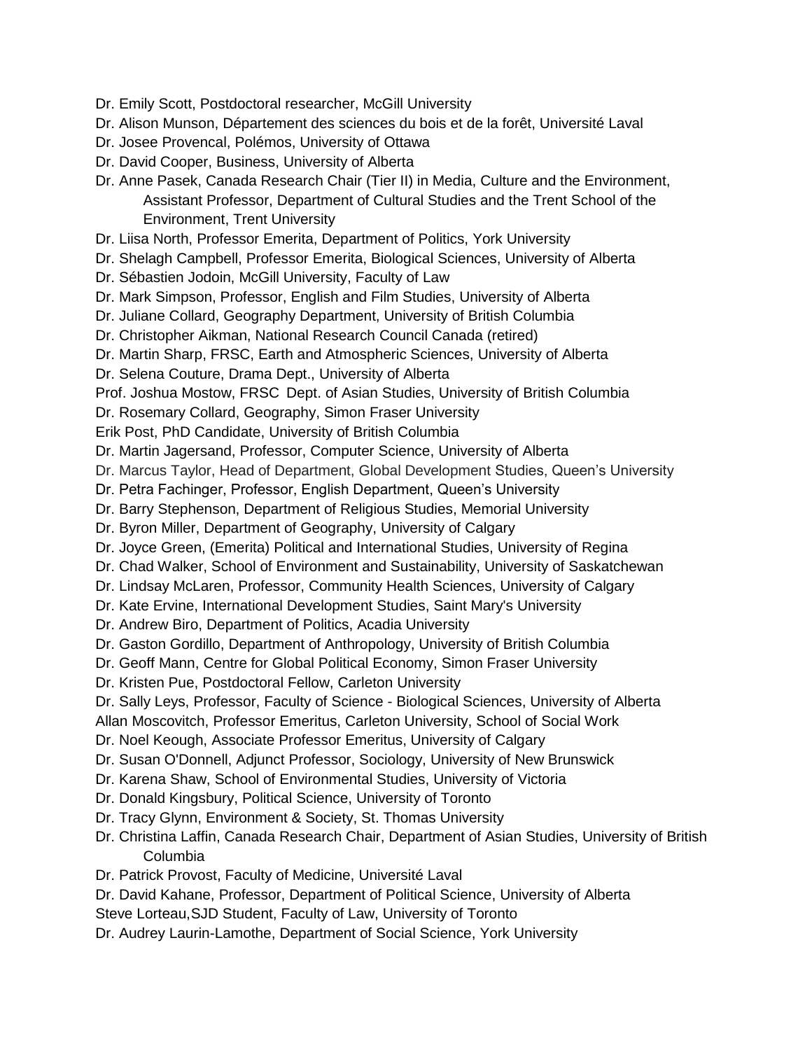Dr. Emily Scott, Postdoctoral researcher, McGill University

Dr. Alison Munson, Département des sciences du bois et de la forêt, Université Laval

Dr. Josee Provencal, Polémos, University of Ottawa

Dr. David Cooper, Business, University of Alberta

Dr. Anne Pasek, Canada Research Chair (Tier II) in Media, Culture and the Environment, Assistant Professor, Department of Cultural Studies and the Trent School of the Environment, Trent University

Dr. Liisa North, Professor Emerita, Department of Politics, York University

Dr. Shelagh Campbell, Professor Emerita, Biological Sciences, University of Alberta

Dr. Sébastien Jodoin, McGill University, Faculty of Law

Dr. Mark Simpson, Professor, English and Film Studies, University of Alberta

Dr. Juliane Collard, Geography Department, University of British Columbia

Dr. Christopher Aikman, National Research Council Canada (retired)

Dr. Martin Sharp, FRSC, Earth and Atmospheric Sciences, University of Alberta

Dr. Selena Couture, Drama Dept., University of Alberta

Prof. Joshua Mostow, FRSC Dept. of Asian Studies, University of British Columbia

Dr. Rosemary Collard, Geography, Simon Fraser University

Erik Post, PhD Candidate, University of British Columbia

Dr. Martin Jagersand, Professor, Computer Science, University of Alberta

Dr. Marcus Taylor, Head of Department, Global Development Studies, Queen's University

Dr. Petra Fachinger, Professor, English Department, Queen's University

Dr. Barry Stephenson, Department of Religious Studies, Memorial University

Dr. Byron Miller, Department of Geography, University of Calgary

Dr. Joyce Green, (Emerita) Political and International Studies, University of Regina

Dr. Chad Walker, School of Environment and Sustainability, University of Saskatchewan

Dr. Lindsay McLaren, Professor, Community Health Sciences, University of Calgary

Dr. Kate Ervine, International Development Studies, Saint Mary's University

Dr. Andrew Biro, Department of Politics, Acadia University

Dr. Gaston Gordillo, Department of Anthropology, University of British Columbia

Dr. Geoff Mann, Centre for Global Political Economy, Simon Fraser University

Dr. Kristen Pue, Postdoctoral Fellow, Carleton University

Dr. Sally Leys, Professor, Faculty of Science - Biological Sciences, University of Alberta

Allan Moscovitch, Professor Emeritus, Carleton University, School of Social Work

Dr. Noel Keough, Associate Professor Emeritus, University of Calgary

Dr. Susan O'Donnell, Adjunct Professor, Sociology, University of New Brunswick

Dr. Karena Shaw, School of Environmental Studies, University of Victoria

Dr. Donald Kingsbury, Political Science, University of Toronto

Dr. Tracy Glynn, Environment & Society, St. Thomas University

Dr. Christina Laffin, Canada Research Chair, Department of Asian Studies, University of British Columbia

Dr. Patrick Provost, Faculty of Medicine, Université Laval

Dr. David Kahane, Professor, Department of Political Science, University of Alberta

Steve Lorteau,SJD Student, Faculty of Law, University of Toronto

Dr. Audrey Laurin-Lamothe, Department of Social Science, York University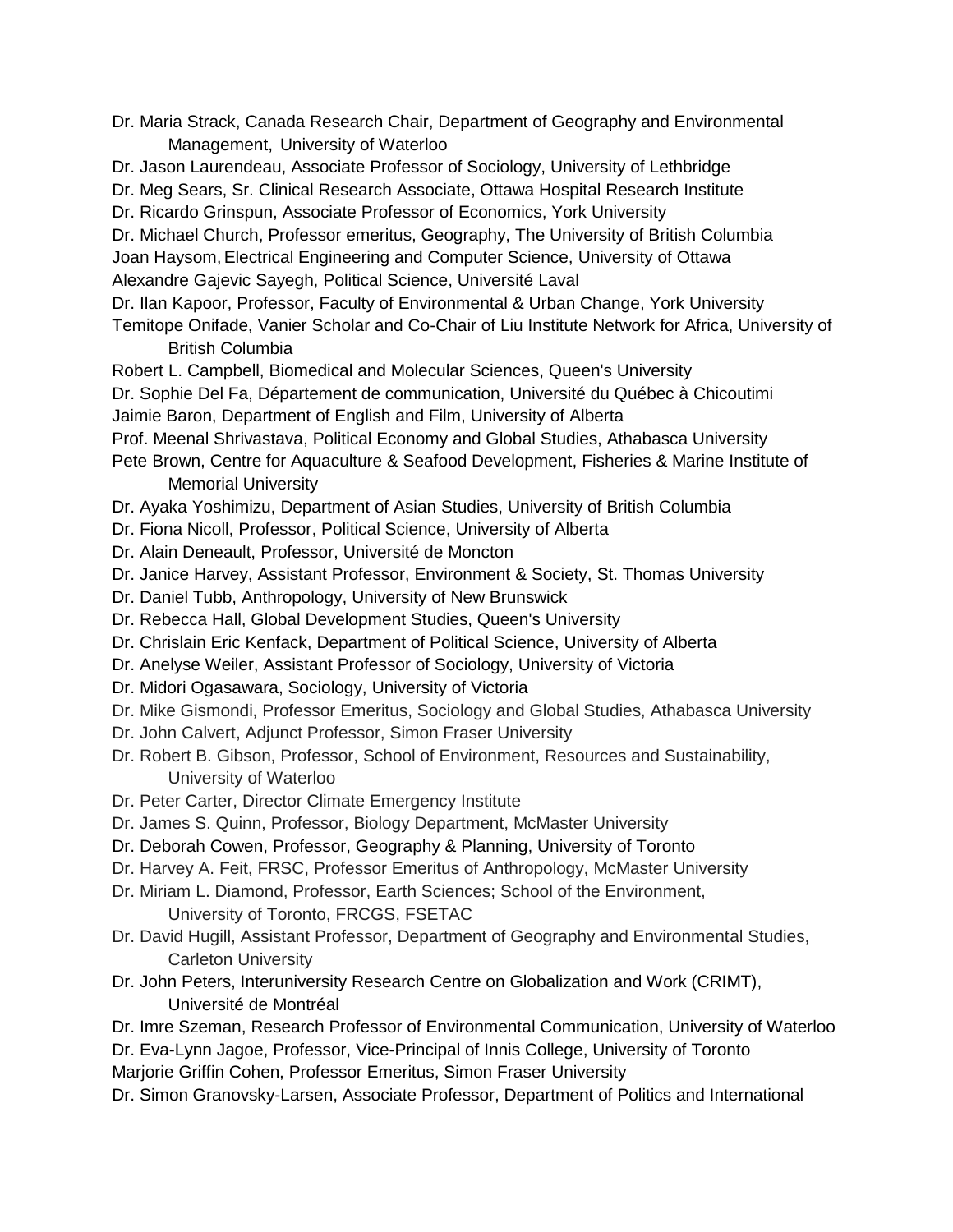Dr. Maria Strack, Canada Research Chair, Department of Geography and Environmental Management, University of Waterloo

Dr. Jason Laurendeau, Associate Professor of Sociology, University of Lethbridge

Dr. Meg Sears, Sr. Clinical Research Associate, Ottawa Hospital Research Institute

Dr. Ricardo Grinspun, Associate Professor of Economics, York University

Dr. Michael Church, Professor emeritus, Geography, The University of British Columbia

Joan Haysom, Electrical Engineering and Computer Science, University of Ottawa

Alexandre Gajevic Sayegh, Political Science, Université Laval

Dr. Ilan Kapoor, Professor, Faculty of Environmental & Urban Change, York University

Temitope Onifade, Vanier Scholar and Co-Chair of Liu Institute Network for Africa, University of British Columbia

Robert L. Campbell, Biomedical and Molecular Sciences, Queen's University

Dr. Sophie Del Fa, Département de communication, Université du Québec à Chicoutimi

Jaimie Baron, Department of English and Film, University of Alberta

Prof. Meenal Shrivastava, Political Economy and Global Studies, Athabasca University

Pete Brown, Centre for Aquaculture & Seafood Development, Fisheries & Marine Institute of Memorial University

Dr. Ayaka Yoshimizu, Department of Asian Studies, University of British Columbia

Dr. Fiona Nicoll, Professor, Political Science, University of Alberta

Dr. Alain Deneault, Professor, Université de Moncton

Dr. Janice Harvey, Assistant Professor, Environment & Society, St. Thomas University

Dr. Daniel Tubb, Anthropology, University of New Brunswick

Dr. Rebecca Hall, Global Development Studies, Queen's University

Dr. Chrislain Eric Kenfack, Department of Political Science, University of Alberta

Dr. Anelyse Weiler, Assistant Professor of Sociology, University of Victoria

Dr. Midori Ogasawara, Sociology, University of Victoria

Dr. Mike Gismondi, Professor Emeritus, Sociology and Global Studies, Athabasca University

Dr. John Calvert, Adjunct Professor, Simon Fraser University

Dr. Robert B. Gibson, Professor, School of Environment, Resources and Sustainability, University of Waterloo

Dr. Peter Carter, Director Climate Emergency Institute

Dr. James S. Quinn, Professor, Biology Department, McMaster University

Dr. Deborah Cowen, Professor, Geography & Planning, University of Toronto

Dr. Harvey A. Feit, FRSC, Professor Emeritus of Anthropology, McMaster University

Dr. Miriam L. Diamond, Professor, Earth Sciences; School of the Environment, University of Toronto, FRCGS, FSETAC

Dr. David Hugill, Assistant Professor, Department of Geography and Environmental Studies, Carleton University

Dr. John Peters, Interuniversity Research Centre on Globalization and Work (CRIMT), Université de Montréal

Dr. Imre Szeman, Research Professor of Environmental Communication, University of Waterloo

Dr. Eva-Lynn Jagoe, Professor, Vice-Principal of Innis College, University of Toronto

Marjorie Griffin Cohen, Professor Emeritus, Simon Fraser University

Dr. Simon Granovsky-Larsen, Associate Professor, Department of Politics and International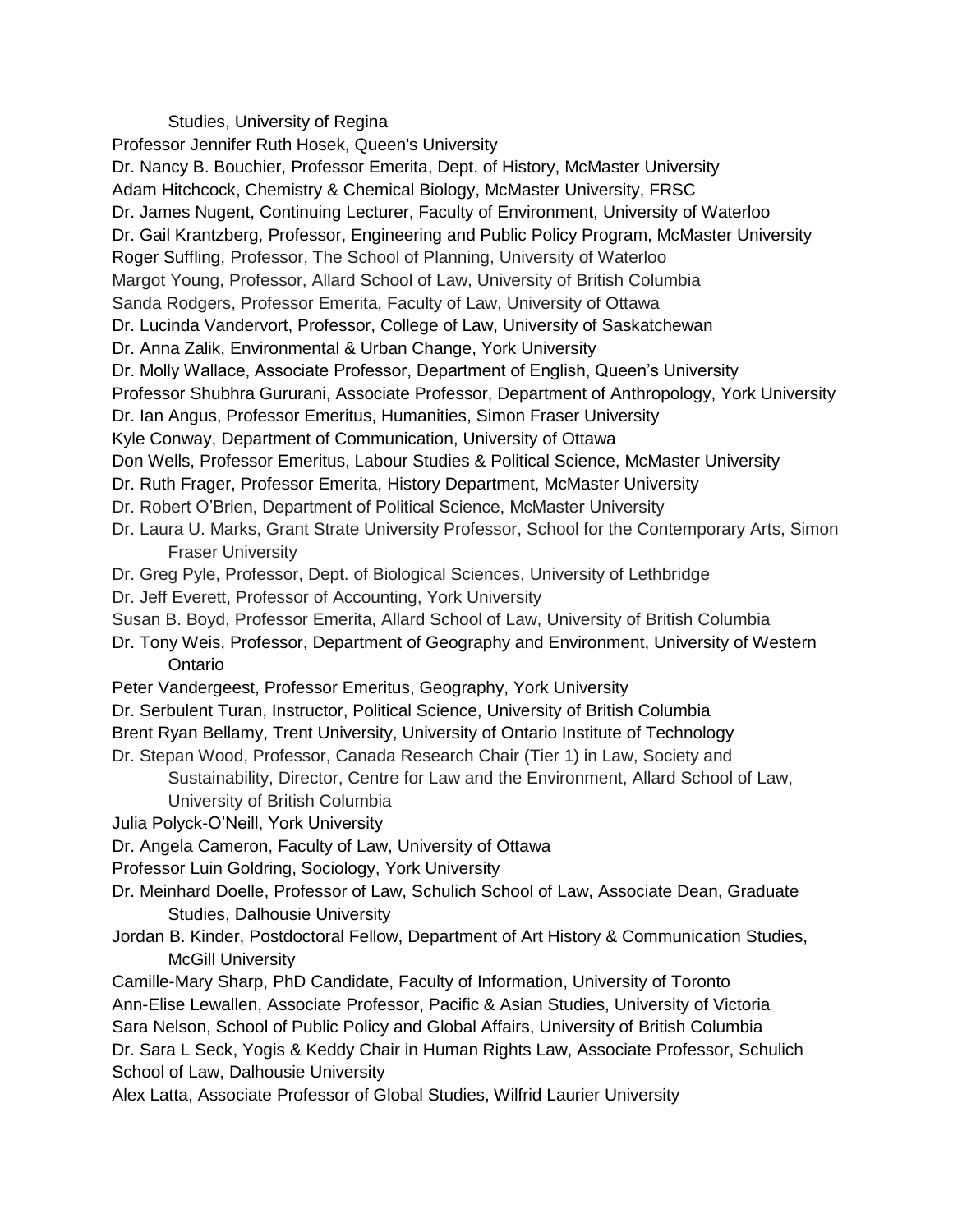Studies, University of Regina

Professor Jennifer Ruth Hosek, Queen's University

Dr. Nancy B. Bouchier, Professor Emerita, Dept. of History, McMaster University

Adam Hitchcock, Chemistry & Chemical Biology, McMaster University, FRSC

Dr. James Nugent, Continuing Lecturer, Faculty of Environment, University of Waterloo

Dr. Gail Krantzberg, Professor, Engineering and Public Policy Program, McMaster University

Roger Suffling, Professor, The School of Planning, University of Waterloo

Margot Young, Professor, Allard School of Law, University of British Columbia

Sanda Rodgers, Professor Emerita, Faculty of Law, University of Ottawa

Dr. Lucinda Vandervort, Professor, College of Law, University of Saskatchewan

Dr. Anna Zalik, Environmental & Urban Change, York University

Dr. Molly Wallace, Associate Professor, Department of English, Queen's University

Professor Shubhra Gururani, Associate Professor, Department of Anthropology, York University

Dr. Ian Angus, Professor Emeritus, Humanities, Simon Fraser University

Kyle Conway, Department of Communication, University of Ottawa

Don Wells, Professor Emeritus, Labour Studies & Political Science, McMaster University

Dr. Ruth Frager, Professor Emerita, History Department, McMaster University

Dr. Robert O'Brien, Department of Political Science, McMaster University

Dr. Laura U. Marks, Grant Strate University Professor, School for the Contemporary Arts, Simon Fraser University

Dr. Greg Pyle, Professor, Dept. of Biological Sciences, University of Lethbridge

Dr. Jeff Everett, Professor of Accounting, York University

Susan B. Boyd, Professor Emerita, Allard School of Law, University of British Columbia

Dr. Tony Weis, Professor, Department of Geography and Environment, University of Western Ontario

Peter Vandergeest, Professor Emeritus, Geography, York University

Dr. Serbulent Turan, Instructor, Political Science, University of British Columbia

Brent Ryan Bellamy, Trent University, University of Ontario Institute of Technology

Dr. Stepan Wood, Professor, Canada Research Chair (Tier 1) in Law, Society and Sustainability, Director, Centre for Law and the Environment, Allard School of Law, University of British Columbia

Julia Polyck-O'Neill, York University

Dr. Angela Cameron, Faculty of Law, University of Ottawa

Professor Luin Goldring, Sociology, York University

Dr. Meinhard Doelle, Professor of Law, Schulich School of Law, Associate Dean, Graduate Studies, Dalhousie University

Jordan B. Kinder, Postdoctoral Fellow, Department of Art History & Communication Studies, McGill University

Camille-Mary Sharp, PhD Candidate, Faculty of Information, University of Toronto

Ann-Elise Lewallen, Associate Professor, Pacific & Asian Studies, University of Victoria

Sara Nelson, School of Public Policy and Global Affairs, University of British Columbia

Dr. Sara L Seck, Yogis & Keddy Chair in Human Rights Law, Associate Professor, Schulich School of Law, Dalhousie University

Alex Latta, Associate Professor of Global Studies, Wilfrid Laurier University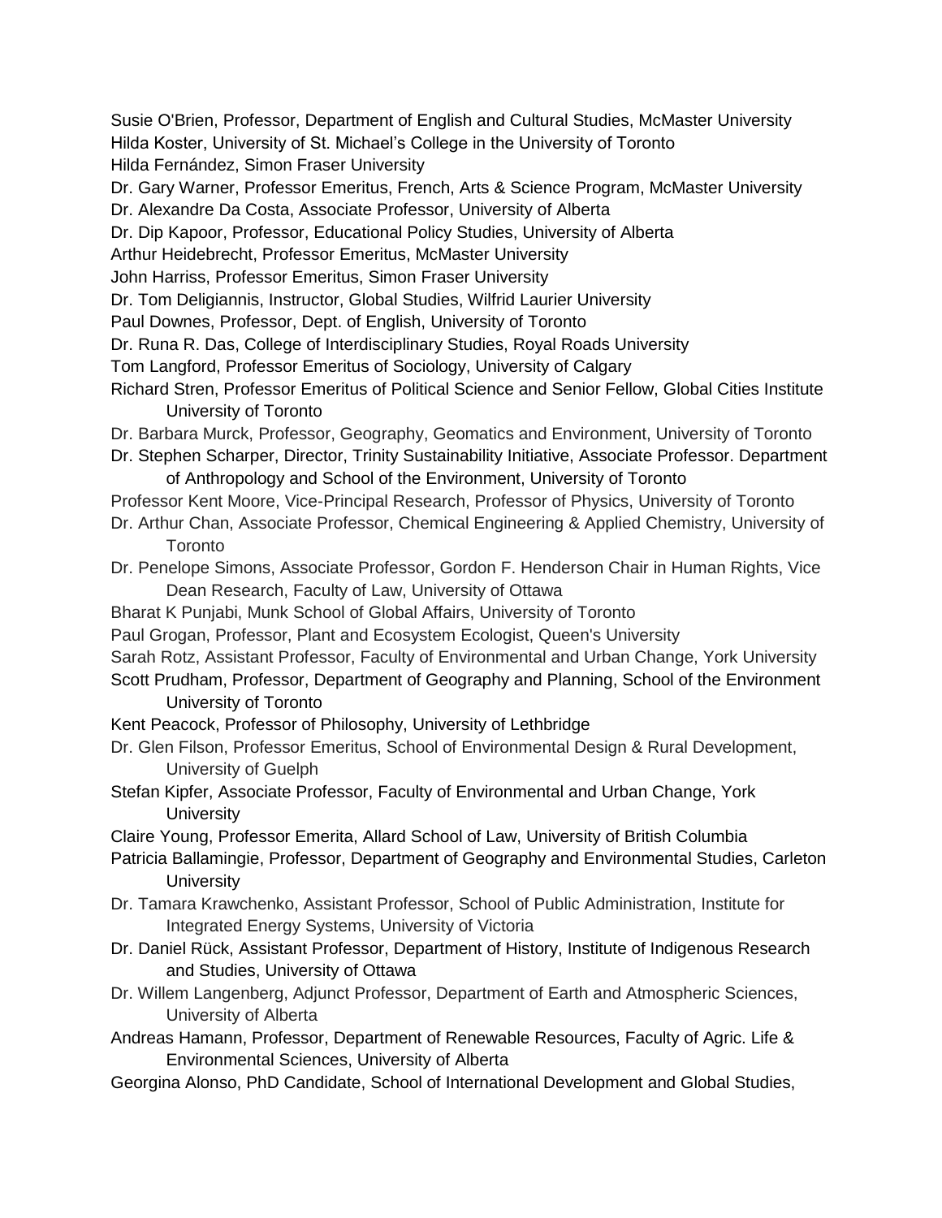Susie O'Brien, Professor, Department of English and Cultural Studies, McMaster University
Hilda Koster, University of St. Michael's College in the University of Toronto
Hilda Fernández, Simon Fraser University
Dr. Gary Warner, Professor Emeritus, French, Arts & Science Program, McMaster University
Dr. Alexandre Da Costa, Associate Professor, University of Alberta
Dr. Dip Kapoor, Professor, Educational Policy Studies, University of Alberta
Arthur Heidebrecht, Professor Emeritus, McMaster University
John Harriss, Professor Emeritus, Simon Fraser University
Dr. Tom Deligiannis, Instructor, Global Studies, Wilfrid Laurier University
Paul Downes, Professor, Dept. of English, University of Toronto
Dr. Runa R. Das, College of Interdisciplinary Studies, Royal Roads University
Tom Langford, Professor Emeritus of Sociology, University of Calgary
Richard Stren, Professor Emeritus of Political Science and Senior Fellow, Global Cities Institute University of Toronto
Dr. Barbara Murck, Professor, Geography, Geomatics and Environment, University of Toronto
Dr. Stephen Scharper, Director, Trinity Sustainability Initiative, Associate Professor. Department of Anthropology and School of the Environment, University of Toronto
Professor Kent Moore, Vice-Principal Research, Professor of Physics, University of Toronto
Dr. Arthur Chan, Associate Professor, Chemical Engineering & Applied Chemistry, University of Toronto
Dr. Penelope Simons, Associate Professor, Gordon F. Henderson Chair in Human Rights, Vice Dean Research, Faculty of Law, University of Ottawa
Bharat K Punjabi, Munk School of Global Affairs, University of Toronto
Paul Grogan, Professor, Plant and Ecosystem Ecologist, Queen's University
Sarah Rotz, Assistant Professor, Faculty of Environmental and Urban Change, York University
Scott Prudham, Professor, Department of Geography and Planning, School of the Environment University of Toronto
Kent Peacock, Professor of Philosophy, University of Lethbridge
Dr. Glen Filson, Professor Emeritus, School of Environmental Design & Rural Development, University of Guelph
Stefan Kipfer, Associate Professor, Faculty of Environmental and Urban Change, York University
Claire Young, Professor Emerita, Allard School of Law, University of British Columbia
Patricia Ballamingie, Professor, Department of Geography and Environmental Studies, Carleton University
Dr. Tamara Krawchenko, Assistant Professor, School of Public Administration, Institute for Integrated Energy Systems, University of Victoria
Dr. Daniel Rück, Assistant Professor, Department of History, Institute of Indigenous Research and Studies, University of Ottawa
Dr. Willem Langenberg, Adjunct Professor, Department of Earth and Atmospheric Sciences, University of Alberta
Andreas Hamann, Professor, Department of Renewable Resources, Faculty of Agric. Life & Environmental Sciences, University of Alberta
Georgina Alonso, PhD Candidate, School of International Development and Global Studies,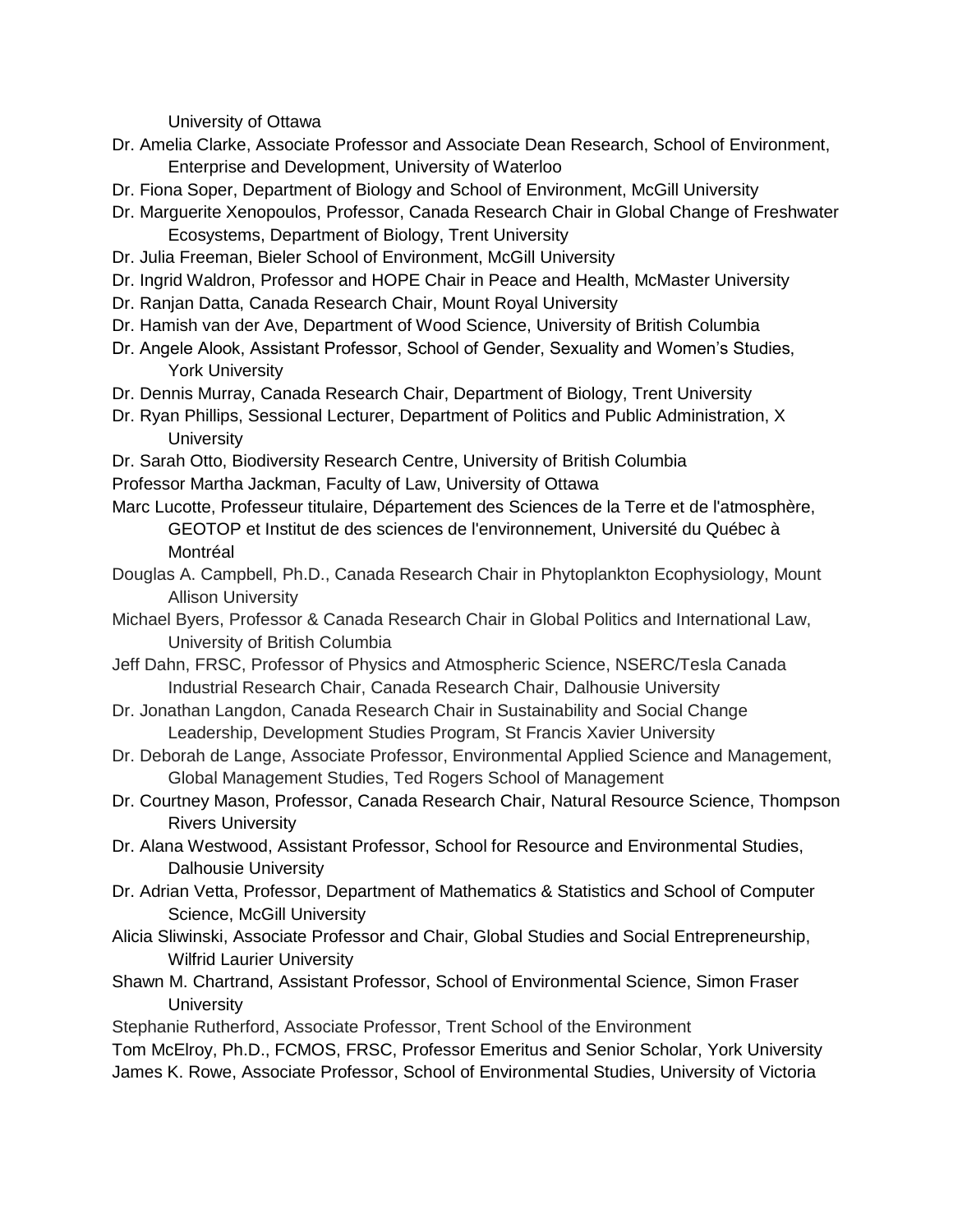University of Ottawa

Dr. Amelia Clarke, Associate Professor and Associate Dean Research, School of Environment, Enterprise and Development, University of Waterloo

Dr. Fiona Soper, Department of Biology and School of Environment, McGill University

Dr. Marguerite Xenopoulos, Professor, Canada Research Chair in Global Change of Freshwater Ecosystems, Department of Biology, Trent University

Dr. Julia Freeman, Bieler School of Environment, McGill University

Dr. Ingrid Waldron, Professor and HOPE Chair in Peace and Health, McMaster University

Dr. Ranjan Datta, Canada Research Chair, Mount Royal University

Dr. Hamish van der Ave, Department of Wood Science, University of British Columbia

Dr. Angele Alook, Assistant Professor, School of Gender, Sexuality and Women's Studies, York University

Dr. Dennis Murray, Canada Research Chair, Department of Biology, Trent University

Dr. Ryan Phillips, Sessional Lecturer, Department of Politics and Public Administration, X University

Dr. Sarah Otto, Biodiversity Research Centre, University of British Columbia

Professor Martha Jackman, Faculty of Law, University of Ottawa

Marc Lucotte, Professeur titulaire, Département des Sciences de la Terre et de l'atmosphère, GEOTOP et Institut de des sciences de l'environnement, Université du Québec à Montréal

Douglas A. Campbell, Ph.D., Canada Research Chair in Phytoplankton Ecophysiology, Mount Allison University

Michael Byers, Professor & Canada Research Chair in Global Politics and International Law, University of British Columbia

Jeff Dahn, FRSC, Professor of Physics and Atmospheric Science, NSERC/Tesla Canada Industrial Research Chair, Canada Research Chair, Dalhousie University

Dr. Jonathan Langdon, Canada Research Chair in Sustainability and Social Change Leadership, Development Studies Program, St Francis Xavier University

Dr. Deborah de Lange, Associate Professor, Environmental Applied Science and Management, Global Management Studies, Ted Rogers School of Management

Dr. Courtney Mason, Professor, Canada Research Chair, Natural Resource Science, Thompson Rivers University

Dr. Alana Westwood, Assistant Professor, School for Resource and Environmental Studies, Dalhousie University

Dr. Adrian Vetta, Professor, Department of Mathematics & Statistics and School of Computer Science, McGill University

Alicia Sliwinski, Associate Professor and Chair, Global Studies and Social Entrepreneurship, Wilfrid Laurier University

Shawn M. Chartrand, Assistant Professor, School of Environmental Science, Simon Fraser University

Stephanie Rutherford, Associate Professor, Trent School of the Environment

Tom McElroy, Ph.D., FCMOS, FRSC, Professor Emeritus and Senior Scholar, York University

James K. Rowe, Associate Professor, School of Environmental Studies, University of Victoria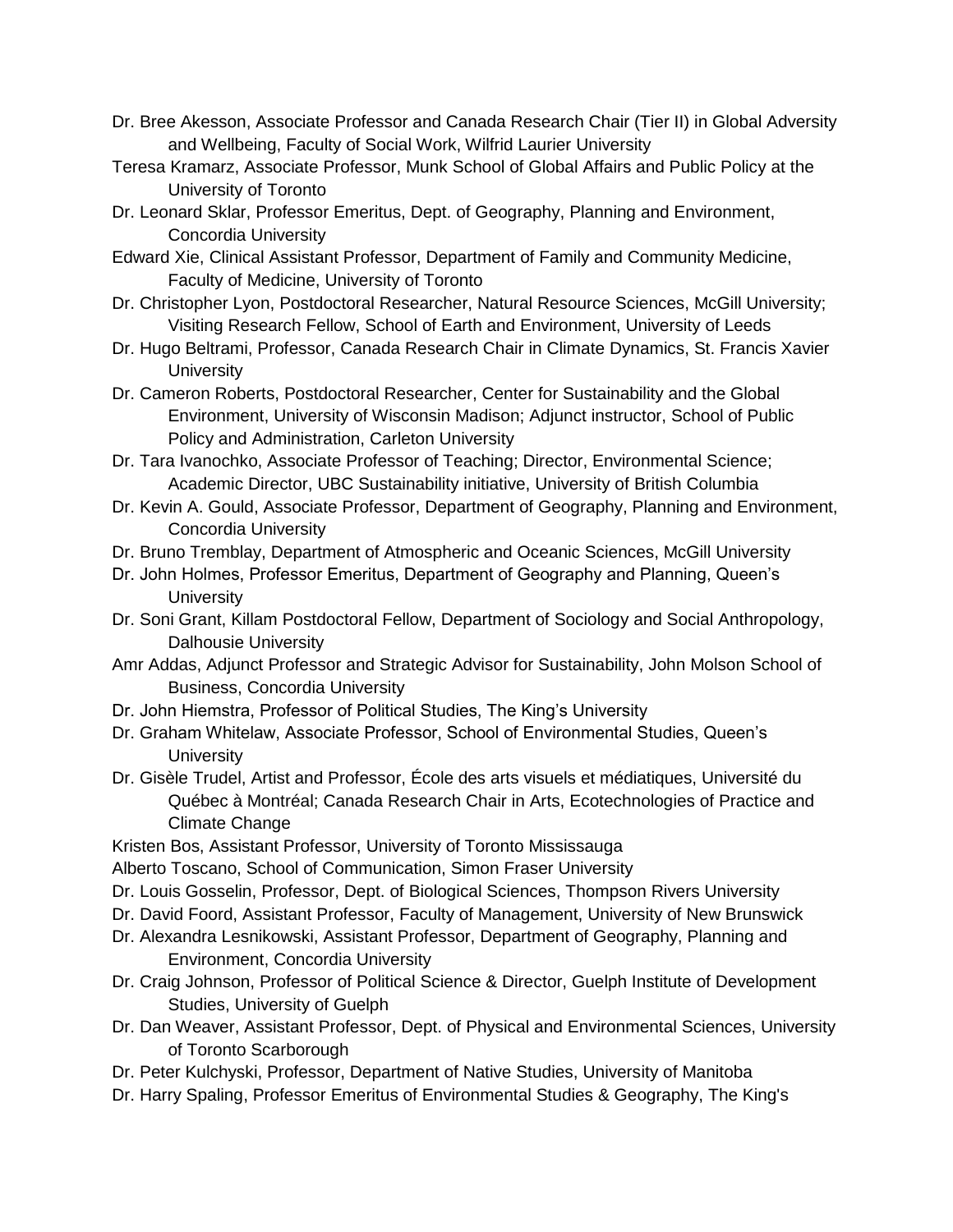Dr. Bree Akesson, Associate Professor and Canada Research Chair (Tier II) in Global Adversity and Wellbeing, Faculty of Social Work, Wilfrid Laurier University

Teresa Kramarz, Associate Professor, Munk School of Global Affairs and Public Policy at the University of Toronto

Dr. Leonard Sklar, Professor Emeritus, Dept. of Geography, Planning and Environment, Concordia University

Edward Xie, Clinical Assistant Professor, Department of Family and Community Medicine, Faculty of Medicine, University of Toronto

Dr. Christopher Lyon, Postdoctoral Researcher, Natural Resource Sciences, McGill University; Visiting Research Fellow, School of Earth and Environment, University of Leeds

Dr. Hugo Beltrami, Professor, Canada Research Chair in Climate Dynamics, St. Francis Xavier University

Dr. Cameron Roberts, Postdoctoral Researcher, Center for Sustainability and the Global Environment, University of Wisconsin Madison; Adjunct instructor, School of Public Policy and Administration, Carleton University

Dr. Tara Ivanochko, Associate Professor of Teaching; Director, Environmental Science; Academic Director, UBC Sustainability initiative, University of British Columbia

Dr. Kevin A. Gould, Associate Professor, Department of Geography, Planning and Environment, Concordia University

Dr. Bruno Tremblay, Department of Atmospheric and Oceanic Sciences, McGill University

Dr. John Holmes, Professor Emeritus, Department of Geography and Planning, Queen's University

Dr. Soni Grant, Killam Postdoctoral Fellow, Department of Sociology and Social Anthropology, Dalhousie University

Amr Addas, Adjunct Professor and Strategic Advisor for Sustainability, John Molson School of Business, Concordia University

Dr. John Hiemstra, Professor of Political Studies, The King's University

Dr. Graham Whitelaw, Associate Professor, School of Environmental Studies, Queen's University

Dr. Gisèle Trudel, Artist and Professor, École des arts visuels et médiatiques, Université du Québec à Montréal; Canada Research Chair in Arts, Ecotechnologies of Practice and Climate Change

Kristen Bos, Assistant Professor, University of Toronto Mississauga

Alberto Toscano, School of Communication, Simon Fraser University

Dr. Louis Gosselin, Professor, Dept. of Biological Sciences, Thompson Rivers University

Dr. David Foord, Assistant Professor, Faculty of Management, University of New Brunswick

Dr. Alexandra Lesnikowski, Assistant Professor, Department of Geography, Planning and Environment, Concordia University

Dr. Craig Johnson, Professor of Political Science & Director, Guelph Institute of Development Studies, University of Guelph

Dr. Dan Weaver, Assistant Professor, Dept. of Physical and Environmental Sciences, University of Toronto Scarborough

Dr. Peter Kulchyski, Professor, Department of Native Studies, University of Manitoba

Dr. Harry Spaling, Professor Emeritus of Environmental Studies & Geography, The King's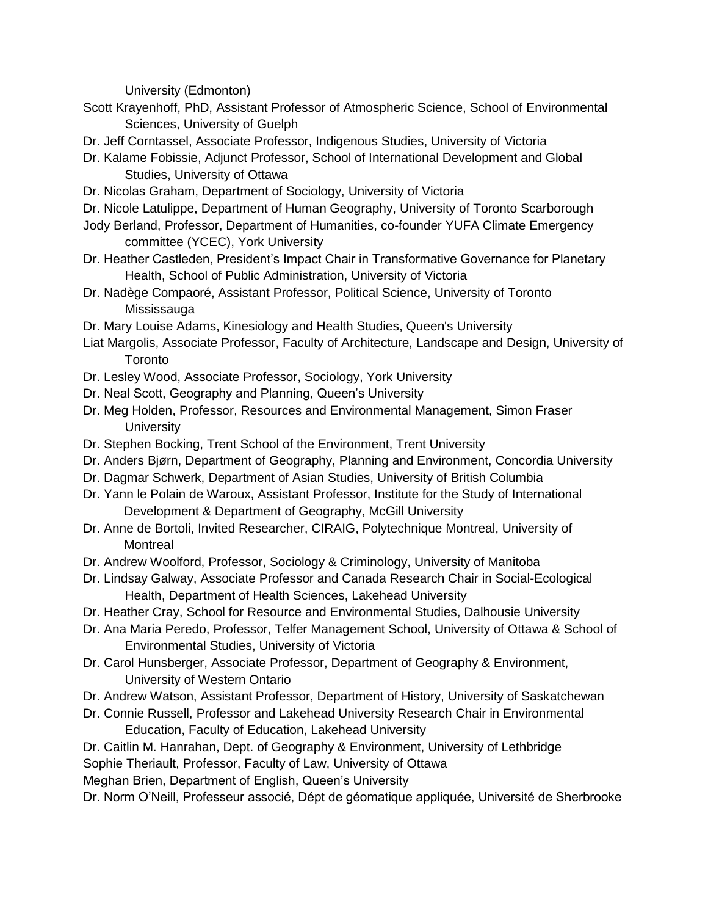University (Edmonton)

Scott Krayenhoff, PhD, Assistant Professor of Atmospheric Science, School of Environmental Sciences, University of Guelph

Dr. Jeff Corntassel, Associate Professor, Indigenous Studies, University of Victoria

Dr. Kalame Fobissie, Adjunct Professor, School of International Development and Global Studies, University of Ottawa

Dr. Nicolas Graham, Department of Sociology, University of Victoria

Dr. Nicole Latulippe, Department of Human Geography, University of Toronto Scarborough

Jody Berland, Professor, Department of Humanities, co-founder YUFA Climate Emergency committee (YCEC), York University

Dr. Heather Castleden, President's Impact Chair in Transformative Governance for Planetary Health, School of Public Administration, University of Victoria

Dr. Nadège Compaoré, Assistant Professor, Political Science, University of Toronto Mississauga

Dr. Mary Louise Adams, Kinesiology and Health Studies, Queen's University

Liat Margolis, Associate Professor, Faculty of Architecture, Landscape and Design, University of Toronto

Dr. Lesley Wood, Associate Professor, Sociology, York University

Dr. Neal Scott, Geography and Planning, Queen's University

Dr. Meg Holden, Professor, Resources and Environmental Management, Simon Fraser University

Dr. Stephen Bocking, Trent School of the Environment, Trent University

Dr. Anders Bjørn, Department of Geography, Planning and Environment, Concordia University

Dr. Dagmar Schwerk, Department of Asian Studies, University of British Columbia

Dr. Yann le Polain de Waroux, Assistant Professor, Institute for the Study of International Development & Department of Geography, McGill University

Dr. Anne de Bortoli, Invited Researcher, CIRAIG, Polytechnique Montreal, University of Montreal

Dr. Andrew Woolford, Professor, Sociology & Criminology, University of Manitoba

Dr. Lindsay Galway, Associate Professor and Canada Research Chair in Social-Ecological Health, Department of Health Sciences, Lakehead University

Dr. Heather Cray, School for Resource and Environmental Studies, Dalhousie University

Dr. Ana Maria Peredo, Professor, Telfer Management School, University of Ottawa & School of Environmental Studies, University of Victoria

Dr. Carol Hunsberger, Associate Professor, Department of Geography & Environment, University of Western Ontario

Dr. Andrew Watson, Assistant Professor, Department of History, University of Saskatchewan

Dr. Connie Russell, Professor and Lakehead University Research Chair in Environmental Education, Faculty of Education, Lakehead University

Dr. Caitlin M. Hanrahan, Dept. of Geography & Environment, University of Lethbridge

Sophie Theriault, Professor, Faculty of Law, University of Ottawa

Meghan Brien, Department of English, Queen's University

Dr. Norm O'Neill, Professeur associé, Dépt de géomatique appliquée, Université de Sherbrooke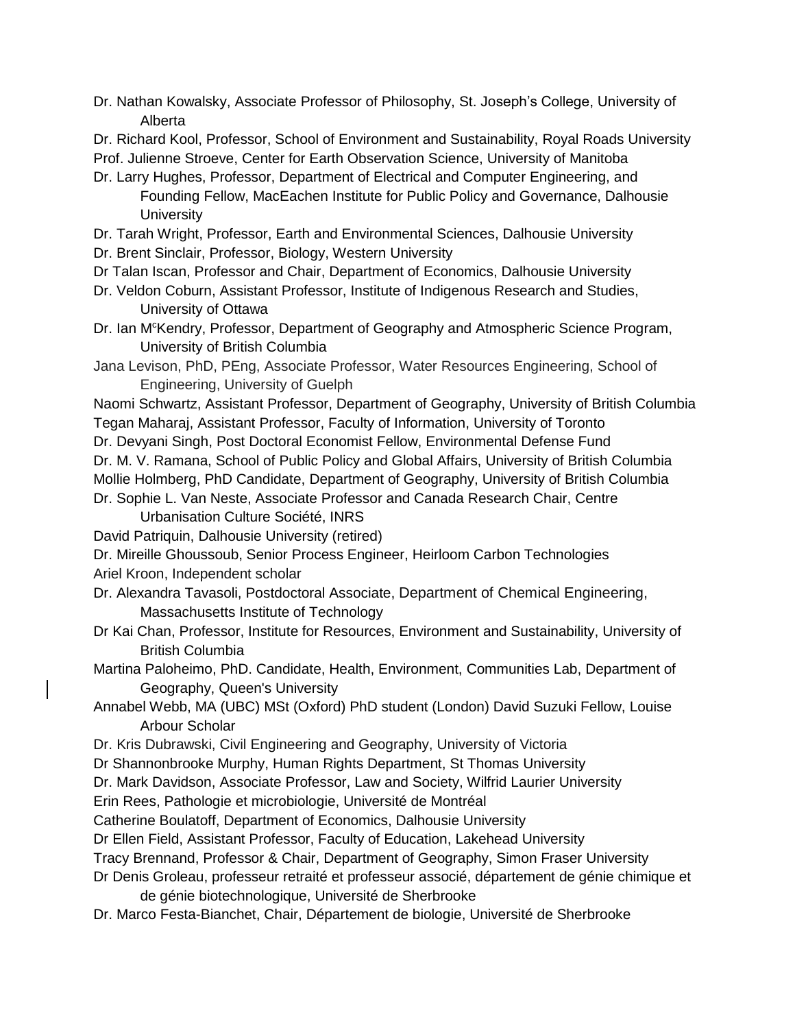Dr. Nathan Kowalsky, Associate Professor of Philosophy, St. Joseph's College, University of Alberta

Dr. Richard Kool, Professor, School of Environment and Sustainability, Royal Roads University

Prof. Julienne Stroeve, Center for Earth Observation Science, University of Manitoba

Dr. Larry Hughes, Professor, Department of Electrical and Computer Engineering, and Founding Fellow, MacEachen Institute for Public Policy and Governance, Dalhousie University

Dr. Tarah Wright, Professor, Earth and Environmental Sciences, Dalhousie University

Dr. Brent Sinclair, Professor, Biology, Western University

Dr Talan Iscan, Professor and Chair, Department of Economics, Dalhousie University

Dr. Veldon Coburn, Assistant Professor, Institute of Indigenous Research and Studies, University of Ottawa

Dr. Ian McKendry, Professor, Department of Geography and Atmospheric Science Program, University of British Columbia

Jana Levison, PhD, PEng, Associate Professor, Water Resources Engineering, School of Engineering, University of Guelph

Naomi Schwartz, Assistant Professor, Department of Geography, University of British Columbia

Tegan Maharaj, Assistant Professor, Faculty of Information, University of Toronto

Dr. Devyani Singh, Post Doctoral Economist Fellow, Environmental Defense Fund

Dr. M. V. Ramana, School of Public Policy and Global Affairs, University of British Columbia

Mollie Holmberg, PhD Candidate, Department of Geography, University of British Columbia

Dr. Sophie L. Van Neste, Associate Professor and Canada Research Chair, Centre Urbanisation Culture Société, INRS

David Patriquin, Dalhousie University (retired)

Dr. Mireille Ghoussoub, Senior Process Engineer, Heirloom Carbon Technologies

Ariel Kroon, Independent scholar

Dr. Alexandra Tavasoli, Postdoctoral Associate, Department of Chemical Engineering, Massachusetts Institute of Technology

Dr Kai Chan, Professor, Institute for Resources, Environment and Sustainability, University of British Columbia

Martina Paloheimo, PhD. Candidate, Health, Environment, Communities Lab, Department of Geography, Queen's University

Annabel Webb, MA (UBC) MSt (Oxford) PhD student (London) David Suzuki Fellow, Louise Arbour Scholar

Dr. Kris Dubrawski, Civil Engineering and Geography, University of Victoria

Dr Shannonbrooke Murphy, Human Rights Department, St Thomas University

Dr. Mark Davidson, Associate Professor, Law and Society, Wilfrid Laurier University

Erin Rees, Pathologie et microbiologie, Université de Montréal

Catherine Boulatoff, Department of Economics, Dalhousie University

Dr Ellen Field, Assistant Professor, Faculty of Education, Lakehead University

Tracy Brennand, Professor & Chair, Department of Geography, Simon Fraser University

Dr Denis Groleau, professeur retraité et professeur associé, département de génie chimique et de génie biotechnologique, Université de Sherbrooke

Dr. Marco Festa-Bianchet, Chair, Département de biologie, Université de Sherbrooke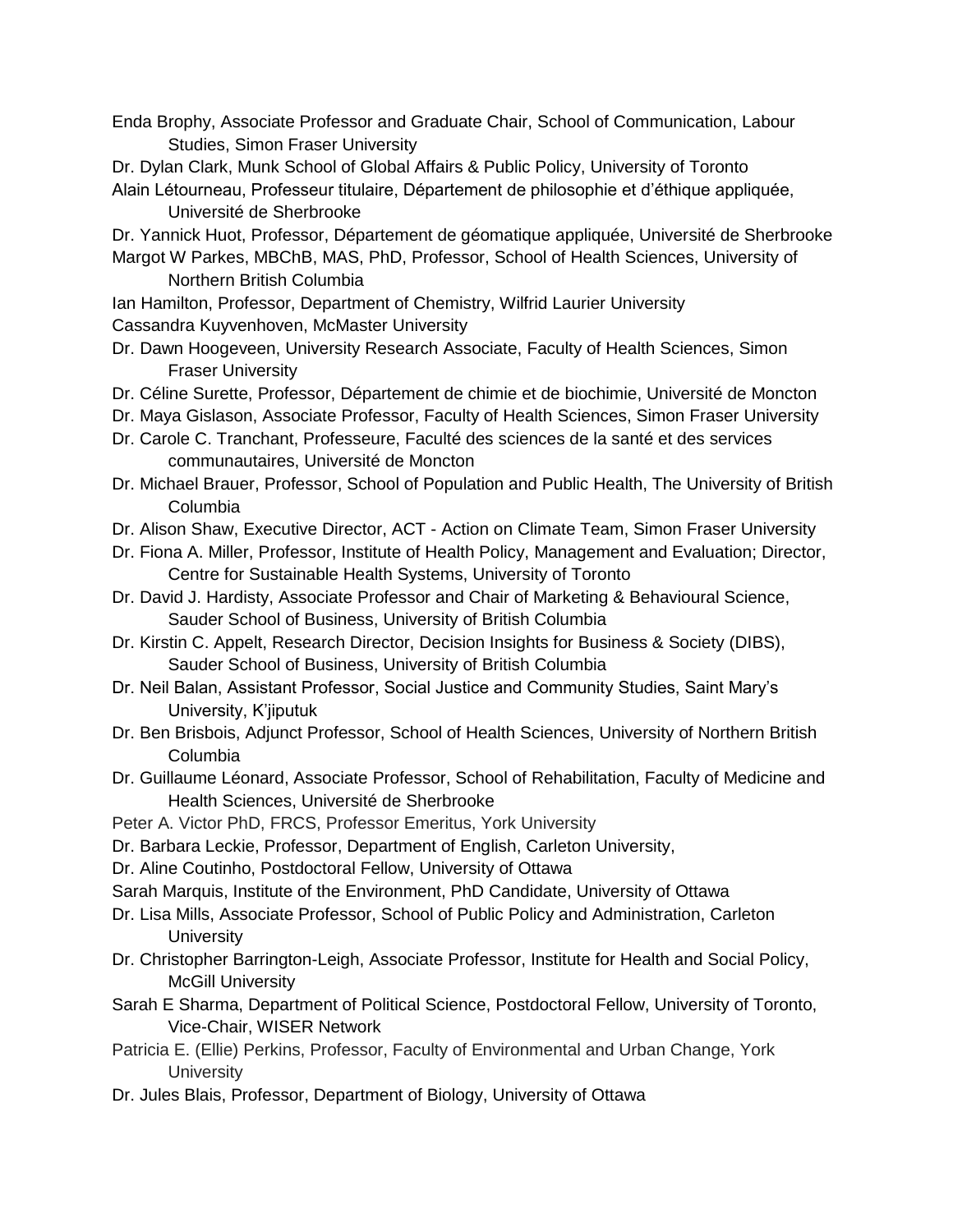Enda Brophy, Associate Professor and Graduate Chair, School of Communication, Labour Studies, Simon Fraser University

Dr. Dylan Clark, Munk School of Global Affairs & Public Policy, University of Toronto

Alain Létourneau, Professeur titulaire, Département de philosophie et d'éthique appliquée, Université de Sherbrooke

Dr. Yannick Huot, Professor, Département de géomatique appliquée, Université de Sherbrooke

Margot W Parkes, MBChB, MAS, PhD, Professor, School of Health Sciences, University of Northern British Columbia

Ian Hamilton, Professor, Department of Chemistry, Wilfrid Laurier University

Cassandra Kuyvenhoven, McMaster University

Dr. Dawn Hoogeveen, University Research Associate, Faculty of Health Sciences, Simon Fraser University

Dr. Céline Surette, Professor, Département de chimie et de biochimie, Université de Moncton

Dr. Maya Gislason, Associate Professor, Faculty of Health Sciences, Simon Fraser University

Dr. Carole C. Tranchant, Professeure, Faculté des sciences de la santé et des services communautaires, Université de Moncton

Dr. Michael Brauer, Professor, School of Population and Public Health, The University of British Columbia

Dr. Alison Shaw, Executive Director, ACT - Action on Climate Team, Simon Fraser University

Dr. Fiona A. Miller, Professor, Institute of Health Policy, Management and Evaluation; Director, Centre for Sustainable Health Systems, University of Toronto

Dr. David J. Hardisty, Associate Professor and Chair of Marketing & Behavioural Science, Sauder School of Business, University of British Columbia

Dr. Kirstin C. Appelt, Research Director, Decision Insights for Business & Society (DIBS), Sauder School of Business, University of British Columbia

Dr. Neil Balan, Assistant Professor, Social Justice and Community Studies, Saint Mary's University, K'jipuktuk

Dr. Ben Brisbois, Adjunct Professor, School of Health Sciences, University of Northern British Columbia

Dr. Guillaume Léonard, Associate Professor, School of Rehabilitation, Faculty of Medicine and Health Sciences, Université de Sherbrooke

Peter A. Victor PhD, FRCS, Professor Emeritus, York University

Dr. Barbara Leckie, Professor, Department of English, Carleton University,

Dr. Aline Coutinho, Postdoctoral Fellow, University of Ottawa

Sarah Marquis, Institute of the Environment, PhD Candidate, University of Ottawa

Dr. Lisa Mills, Associate Professor, School of Public Policy and Administration, Carleton University

Dr. Christopher Barrington-Leigh, Associate Professor, Institute for Health and Social Policy, McGill University

Sarah E Sharma, Department of Political Science, Postdoctoral Fellow, University of Toronto, Vice-Chair, WISER Network

Patricia E. (Ellie) Perkins, Professor, Faculty of Environmental and Urban Change, York University

Dr. Jules Blais, Professor, Department of Biology, University of Ottawa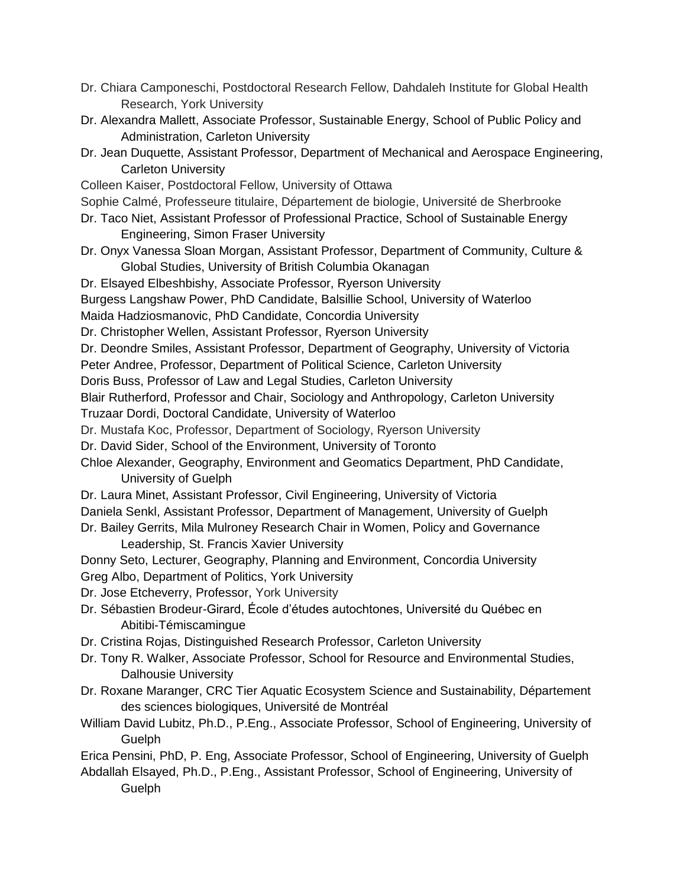Dr. Chiara Camponeschi, Postdoctoral Research Fellow, Dahdaleh Institute for Global Health Research, York University

Dr. Alexandra Mallett, Associate Professor, Sustainable Energy, School of Public Policy and Administration, Carleton University

Dr. Jean Duquette, Assistant Professor, Department of Mechanical and Aerospace Engineering, Carleton University

Colleen Kaiser, Postdoctoral Fellow, University of Ottawa

Sophie Calmé, Professeure titulaire, Département de biologie, Université de Sherbrooke

Dr. Taco Niet, Assistant Professor of Professional Practice, School of Sustainable Energy Engineering, Simon Fraser University

Dr. Onyx Vanessa Sloan Morgan, Assistant Professor, Department of Community, Culture & Global Studies, University of British Columbia Okanagan

Dr. Elsayed Elbeshbishy, Associate Professor, Ryerson University

Burgess Langshaw Power, PhD Candidate, Balsillie School, University of Waterloo

Maida Hadziosmanovic, PhD Candidate, Concordia University

Dr. Christopher Wellen, Assistant Professor, Ryerson University

Dr. Deondre Smiles, Assistant Professor, Department of Geography, University of Victoria

Peter Andree, Professor, Department of Political Science, Carleton University

Doris Buss, Professor of Law and Legal Studies, Carleton University

Blair Rutherford, Professor and Chair, Sociology and Anthropology, Carleton University

Truzaar Dordi, Doctoral Candidate, University of Waterloo

Dr. Mustafa Koc, Professor, Department of Sociology, Ryerson University

Dr. David Sider, School of the Environment, University of Toronto

Chloe Alexander, Geography, Environment and Geomatics Department, PhD Candidate, University of Guelph

Dr. Laura Minet, Assistant Professor, Civil Engineering, University of Victoria

Daniela Senkl, Assistant Professor, Department of Management, University of Guelph

Dr. Bailey Gerrits, Mila Mulroney Research Chair in Women, Policy and Governance Leadership, St. Francis Xavier University

Donny Seto, Lecturer, Geography, Planning and Environment, Concordia University

Greg Albo, Department of Politics, York University

Dr. Jose Etcheverry, Professor, York University

Dr. Sébastien Brodeur-Girard, École d'études autochtones, Université du Québec en Abitibi-Témiscamingue

Dr. Cristina Rojas, Distinguished Research Professor, Carleton University

Dr. Tony R. Walker, Associate Professor, School for Resource and Environmental Studies, Dalhousie University

Dr. Roxane Maranger, CRC Tier Aquatic Ecosystem Science and Sustainability, Département des sciences biologiques, Université de Montréal

William David Lubitz, Ph.D., P.Eng., Associate Professor, School of Engineering, University of Guelph

Erica Pensini, PhD, P. Eng, Associate Professor, School of Engineering, University of Guelph

Abdallah Elsayed, Ph.D., P.Eng., Assistant Professor, School of Engineering, University of Guelph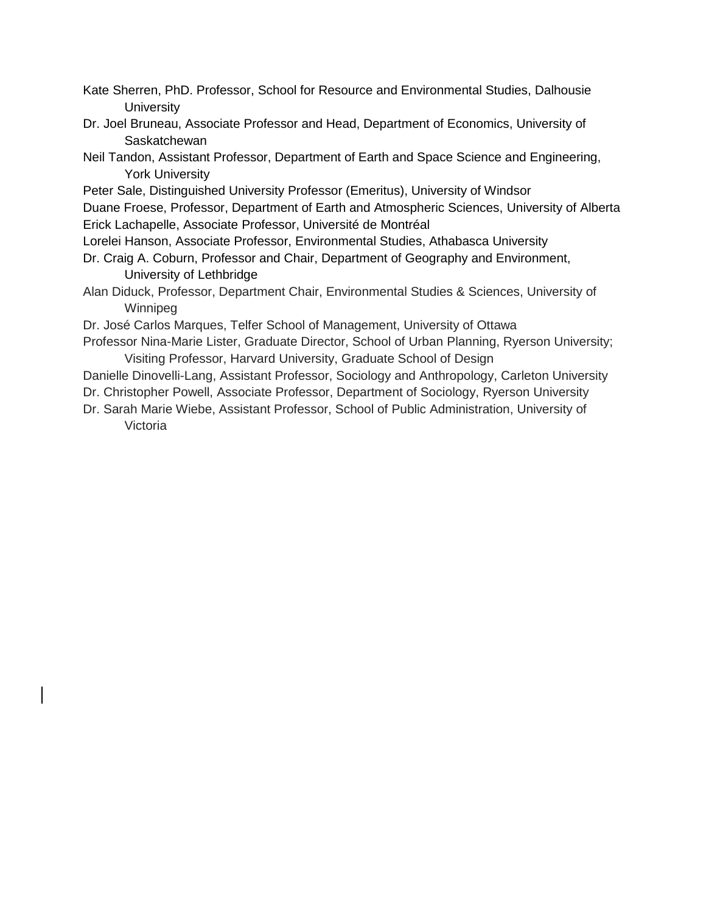Kate Sherren, PhD. Professor, School for Resource and Environmental Studies, Dalhousie University

Dr. Joel Bruneau, Associate Professor and Head, Department of Economics, University of Saskatchewan

Neil Tandon, Assistant Professor, Department of Earth and Space Science and Engineering, York University

Peter Sale, Distinguished University Professor (Emeritus), University of Windsor

Duane Froese, Professor, Department of Earth and Atmospheric Sciences, University of Alberta

Erick Lachapelle, Associate Professor, Université de Montréal

Lorelei Hanson, Associate Professor, Environmental Studies, Athabasca University

Dr. Craig A. Coburn, Professor and Chair, Department of Geography and Environment, University of Lethbridge

Alan Diduck, Professor, Department Chair, Environmental Studies & Sciences, University of Winnipeg

Dr. José Carlos Marques, Telfer School of Management, University of Ottawa

Professor Nina-Marie Lister, Graduate Director, School of Urban Planning, Ryerson University; Visiting Professor, Harvard University, Graduate School of Design

Danielle Dinovelli-Lang, Assistant Professor, Sociology and Anthropology, Carleton University

Dr. Christopher Powell, Associate Professor, Department of Sociology, Ryerson University

Dr. Sarah Marie Wiebe, Assistant Professor, School of Public Administration, University of Victoria